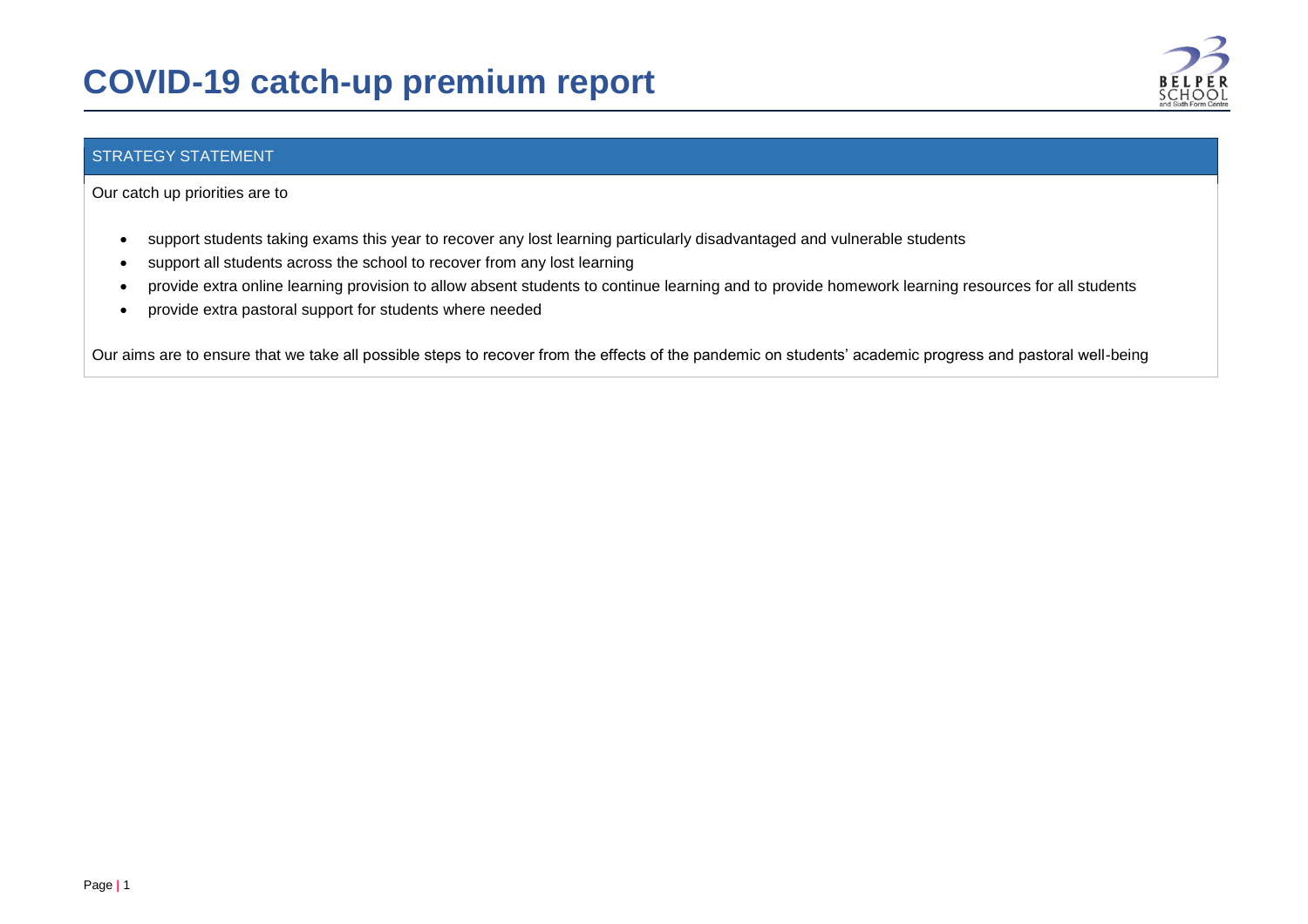# COVID-19 catch-up premium report

## STRATEGY STATEMENT

Our catch up priorities are to

- support students taking exams this year to recover any lost learning particularly disadvantaged and vulnerable students
- support all students across the school to recover from any lost learning
- provide extra online learning provision to allow absent students to continue learning and to provide homework learning resources for all students
- provide extra pastoral support for students where needed

Our aims are to ensure that we take all possible steps to recover from the effects of the pandemic on students' academic progress and pastoral well-being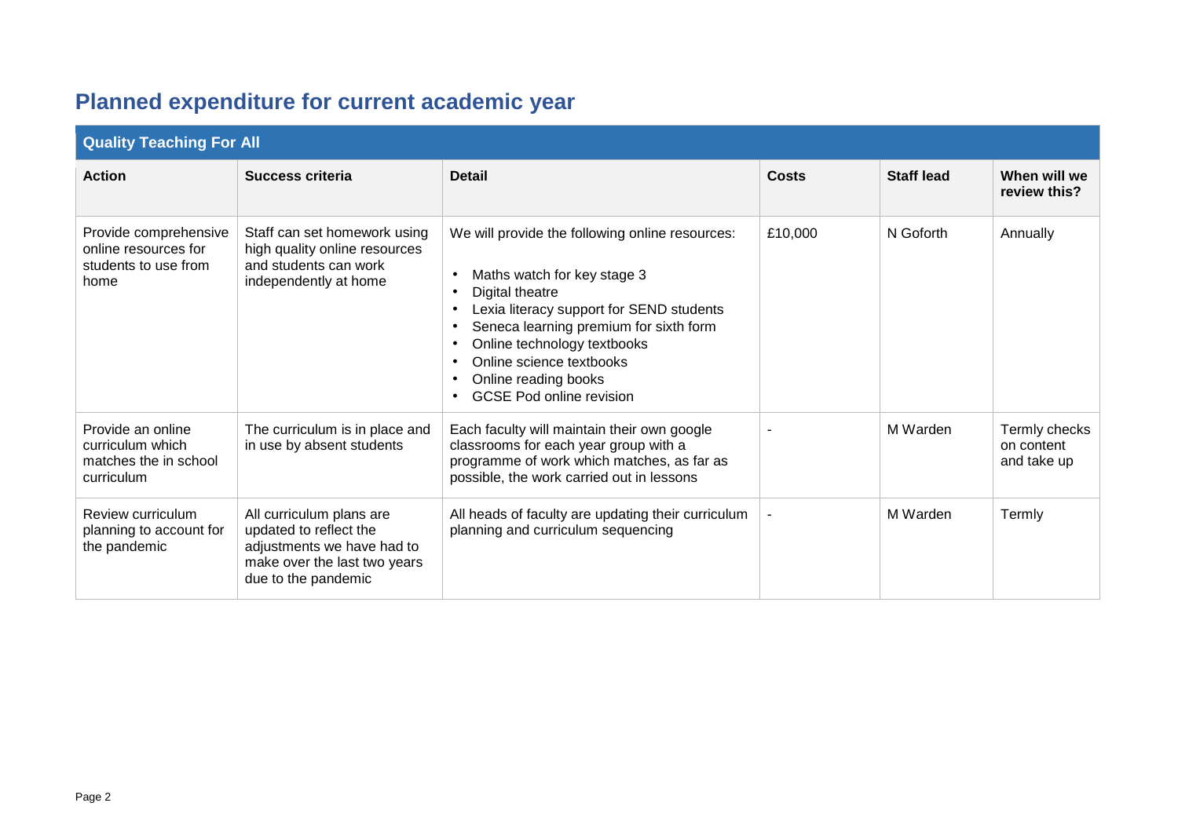# Planned expenditure for current academic year

| Quality Teaching For All | | | | | |
|---|---|---|---|---|---|
| **Action** | **Success criteria** | **Detail** | **Costs** | **Staff lead** | **When will we review this?** |
| Provide comprehensive online resources for students to use from home | Staff can set homework using high quality online resources and students can work independently at home | We will provide the following online resources:<br>• Maths watch for key stage 3<br>• Digital theatre<br>• Lexia literacy support for SEND students<br>• Seneca learning premium for sixth form<br>• Online technology textbooks<br>• Online science textbooks<br>• Online reading books<br>• GCSE Pod online revision | £10,000 | N Goforth | Annually |
| Provide an online curriculum which matches the in school curriculum | The curriculum is in place and in use by absent students | Each faculty will maintain their own google classrooms for each year group with a programme of work which matches, as far as possible, the work carried out in lessons | - | M Warden | Termly checks on content and take up |
| Review curriculum planning to account for the pandemic | All curriculum plans are updated to reflect the adjustments we have had to make over the last two years due to the pandemic | All heads of faculty are updating their curriculum planning and curriculum sequencing | - | M Warden | Termly |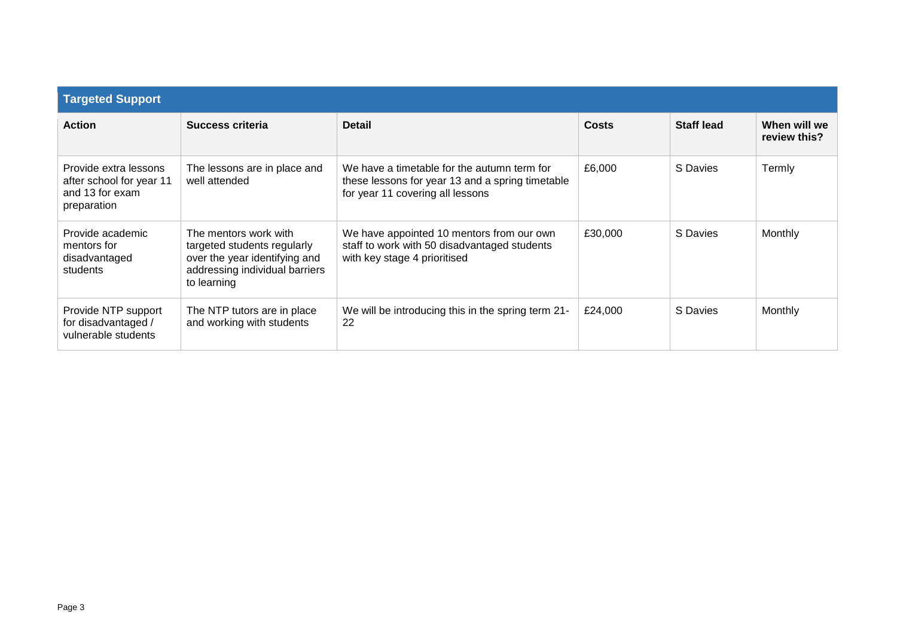## Targeted Support

| Action | Success criteria | Detail | Costs | Staff lead | When will we review this? |
|---|---|---|---|---|---|
| Provide extra lessons after school for year 11 and 13 for exam preparation | The lessons are in place and well attended | We have a timetable for the autumn term for these lessons for year 13 and a spring timetable for year 11 covering all lessons | £6,000 | S Davies | Termly |
| Provide academic mentors for disadvantaged students | The mentors work with targeted students regularly over the year identifying and addressing individual barriers to learning | We have appointed 10 mentors from our own staff to work with 50 disadvantaged students with key stage 4 prioritised | £30,000 | S Davies | Monthly |
| Provide NTP support for disadvantaged / vulnerable students | The NTP tutors are in place and working with students | We will be introducing this in the spring term 21-22 | £24,000 | S Davies | Monthly |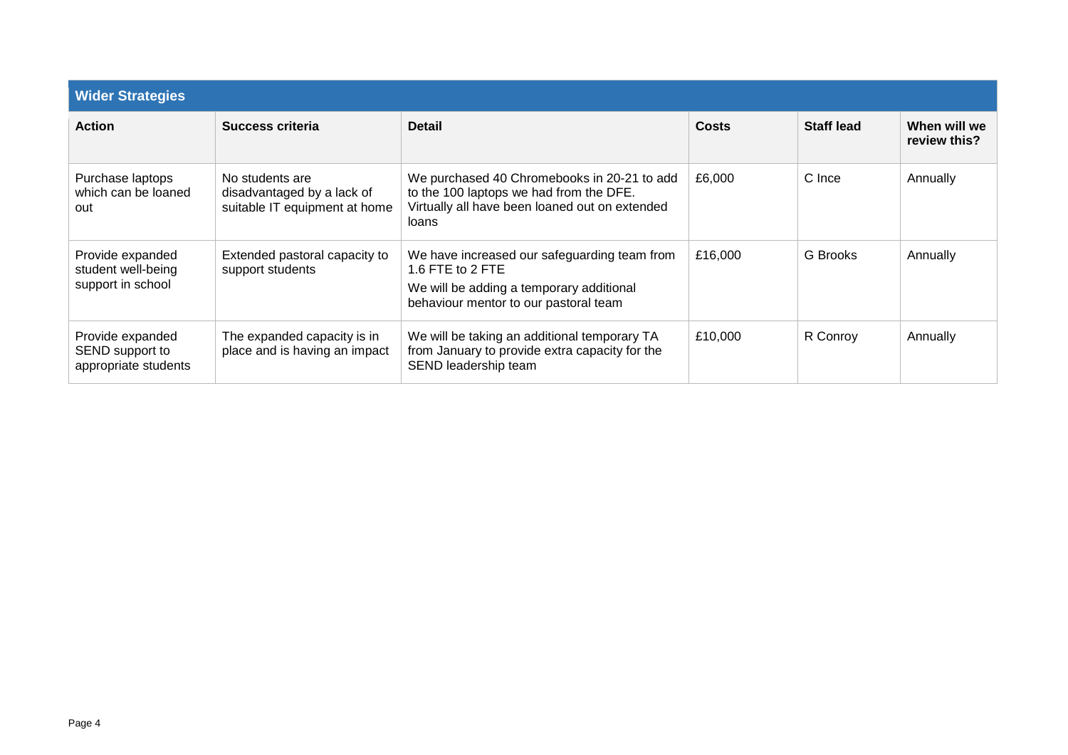## Wider Strategies

| Action | Success criteria | Detail | Costs | Staff lead | When will we review this? |
|---|---|---|---|---|---|
| Purchase laptops which can be loaned out | No students are disadvantaged by a lack of suitable IT equipment at home | We purchased 40 Chromebooks in 20-21 to add to the 100 laptops we had from the DFE. Virtually all have been loaned out on extended loans | £6,000 | C Ince | Annually |
| Provide expanded student well-being support in school | Extended pastoral capacity to support students | We have increased our safeguarding team from 1.6 FTE to 2 FTE<br>We will be adding a temporary additional behaviour mentor to our pastoral team | £16,000 | G Brooks | Annually |
| Provide expanded SEND support to appropriate students | The expanded capacity is in place and is having an impact | We will be taking an additional temporary TA from January to provide extra capacity for the SEND leadership team | £10,000 | R Conroy | Annually |